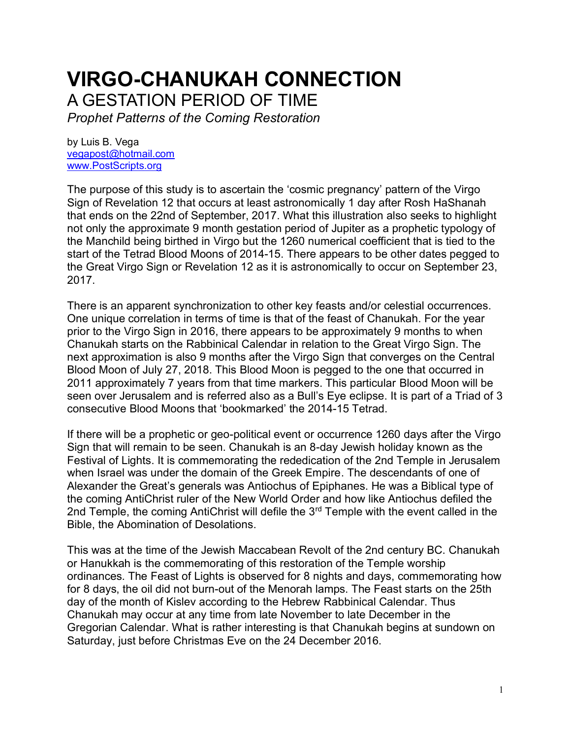# VIRGO-CHANUKAH CONNECTION

## A GESTATION PERIOD OF TIME

*Prophet Patterns of the Coming Restoration*

by Luis B. Vega
vegapost@hotmail.com
www.PostScripts.org

The purpose of this study is to ascertain the 'cosmic pregnancy' pattern of the Virgo Sign of Revelation 12 that occurs at least astronomically 1 day after Rosh HaShanah that ends on the 22nd of September, 2017. What this illustration also seeks to highlight not only the approximate 9 month gestation period of Jupiter as a prophetic typology of the Manchild being birthed in Virgo but the 1260 numerical coefficient that is tied to the start of the Tetrad Blood Moons of 2014-15. There appears to be other dates pegged to the Great Virgo Sign or Revelation 12 as it is astronomically to occur on September 23, 2017.

There is an apparent synchronization to other key feasts and/or celestial occurrences. One unique correlation in terms of time is that of the feast of Chanukah. For the year prior to the Virgo Sign in 2016, there appears to be approximately 9 months to when Chanukah starts on the Rabbinical Calendar in relation to the Great Virgo Sign. The next approximation is also 9 months after the Virgo Sign that converges on the Central Blood Moon of July 27, 2018. This Blood Moon is pegged to the one that occurred in 2011 approximately 7 years from that time markers. This particular Blood Moon will be seen over Jerusalem and is referred also as a Bull's Eye eclipse. It is part of a Triad of 3 consecutive Blood Moons that 'bookmarked' the 2014-15 Tetrad.

If there will be a prophetic or geo-political event or occurrence 1260 days after the Virgo Sign that will remain to be seen. Chanukah is an 8-day Jewish holiday known as the Festival of Lights. It is commemorating the rededication of the 2nd Temple in Jerusalem when Israel was under the domain of the Greek Empire. The descendants of one of Alexander the Great's generals was Antiochus of Epiphanes. He was a Biblical type of the coming AntiChrist ruler of the New World Order and how like Antiochus defiled the 2nd Temple, the coming AntiChrist will defile the 3rd Temple with the event called in the Bible, the Abomination of Desolations.

This was at the time of the Jewish Maccabean Revolt of the 2nd century BC. Chanukah or Hanukkah is the commemorating of this restoration of the Temple worship ordinances. The Feast of Lights is observed for 8 nights and days, commemorating how for 8 days, the oil did not burn-out of the Menorah lamps. The Feast starts on the 25th day of the month of Kislev according to the Hebrew Rabbinical Calendar. Thus Chanukah may occur at any time from late November to late December in the Gregorian Calendar. What is rather interesting is that Chanukah begins at sundown on Saturday, just before Christmas Eve on the 24 December 2016.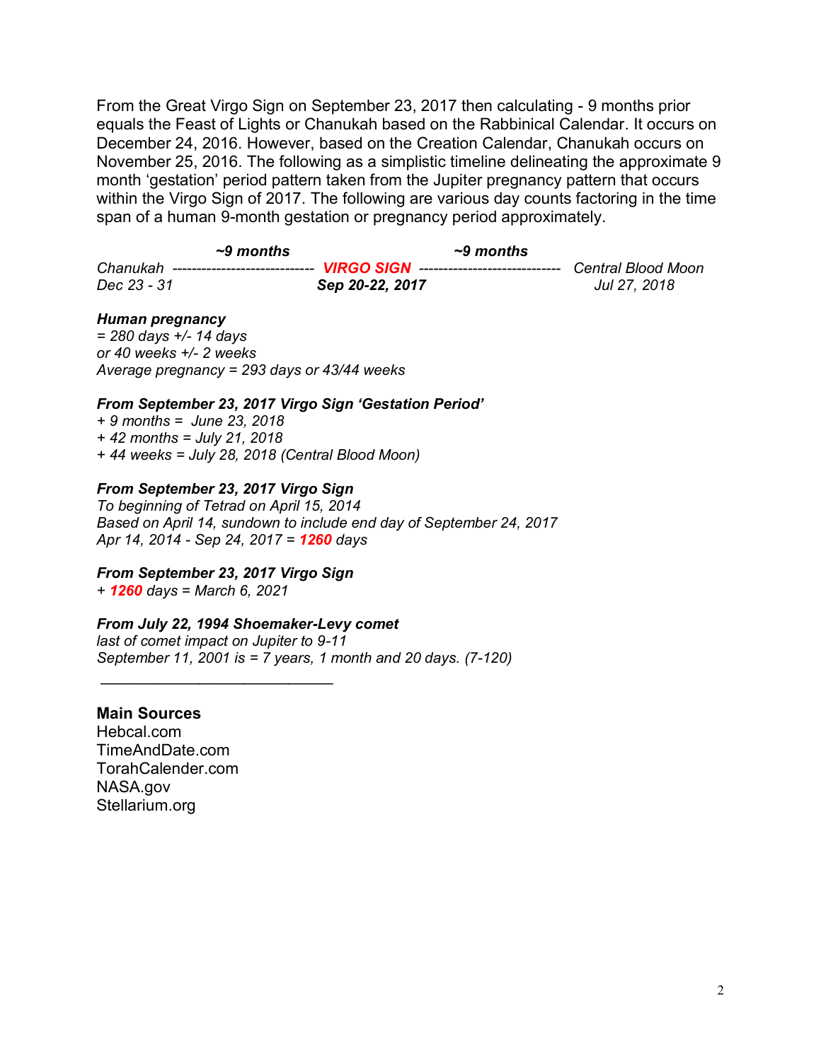From the Great Virgo Sign on September 23, 2017 then calculating - 9 months prior equals the Feast of Lights or Chanukah based on the Rabbinical Calendar. It occurs on December 24, 2016. However, based on the Creation Calendar, Chanukah occurs on November 25, 2016. The following as a simplistic timeline delineating the approximate 9 month 'gestation' period pattern taken from the Jupiter pregnancy pattern that occurs within the Virgo Sign of 2017. The following are various day counts factoring in the time span of a human 9-month gestation or pregnancy period approximately.

| | ***~9 months*** | | ***~9 months*** | |
|---|---|---|---|---|
| *Chanukah* | ----------------------------- | ***VIRGO SIGN*** | ----------------------------- | *Central Blood Moon* |
| *Dec 23 - 31* | | ***Sep 20-22, 2017*** | | *Jul 27, 2018* |

***Human pregnancy***
*= 280 days +/- 14 days*
*or 40 weeks +/- 2 weeks*
*Average pregnancy = 293 days or 43/44 weeks*

***From September 23, 2017 Virgo Sign 'Gestation Period'***
*+ 9 months = June 23, 2018*
*+ 42 months = July 21, 2018*
*+ 44 weeks = July 28, 2018 (Central Blood Moon)*

***From September 23, 2017 Virgo Sign***
*To beginning of Tetrad on April 15, 2014*
*Based on April 14, sundown to include end day of September 24, 2017*
*Apr 14, 2014 - Sep 24, 2017 =* ***1260*** *days*

***From September 23, 2017 Virgo Sign***
*+* ***1260*** *days = March 6, 2021*

***From July 22, 1994 Shoemaker-Levy comet***
*last of comet impact on Jupiter to 9-11*
*September 11, 2001 is = 7 years, 1 month and 20 days. (7-120)*

---

**Main Sources**
Hebcal.com
TimeAndDate.com
TorahCalender.com
NASA.gov
Stellarium.org